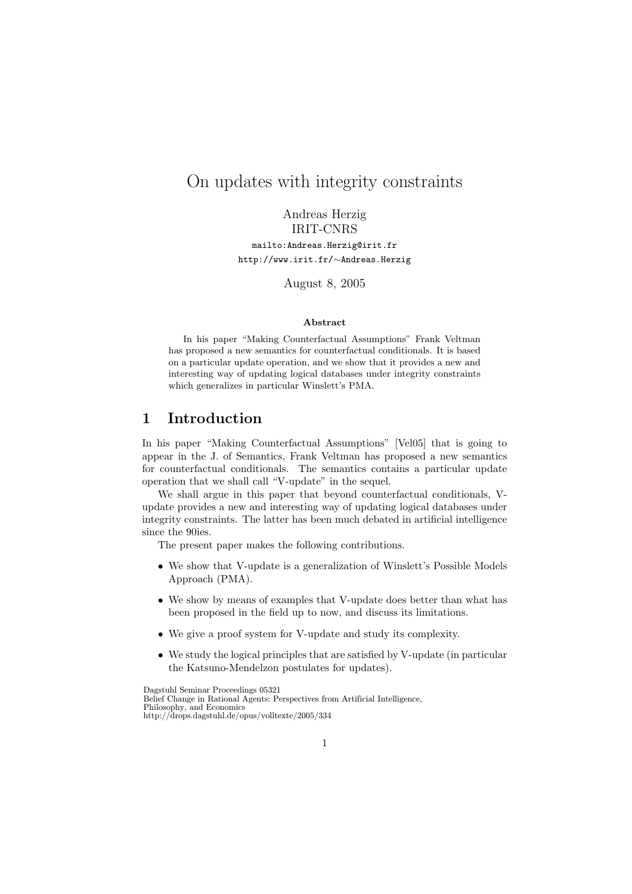# On updates with integrity constraints

Andreas Herzig
IRIT-CNRS

mailto:Andreas.Herzig@irit.fr
http://www.irit.fr/∼Andreas.Herzig

August 8, 2005

**Abstract**

In his paper "Making Counterfactual Assumptions" Frank Veltman has proposed a new semantics for counterfactual conditionals. It is based on a particular update operation, and we show that it provides a new and interesting way of updating logical databases under integrity constraints which generalizes in particular Winslett's PMA.

## 1 Introduction

In his paper "Making Counterfactual Assumptions" [Vel05] that is going to appear in the J. of Semantics, Frank Veltman has proposed a new semantics for counterfactual conditionals. The semantics contains a particular update operation that we shall call "V-update" in the sequel.

We shall argue in this paper that beyond counterfactual conditionals, V-update provides a new and interesting way of updating logical databases under integrity constraints. The latter has been much debated in artificial intelligence since the 90ies.

The present paper makes the following contributions.

- We show that V-update is a generalization of Winslett's Possible Models Approach (PMA).
- We show by means of examples that V-update does better than what has been proposed in the field up to now, and discuss its limitations.
- We give a proof system for V-update and study its complexity.
- We study the logical principles that are satisfied by V-update (in particular the Katsuno-Mendelzon postulates for updates).

Dagstuhl Seminar Proceedings 05321
Belief Change in Rational Agents: Perspectives from Artificial Intelligence, Philosophy, and Economics
http://drops.dagstuhl.de/opus/volltexte/2005/334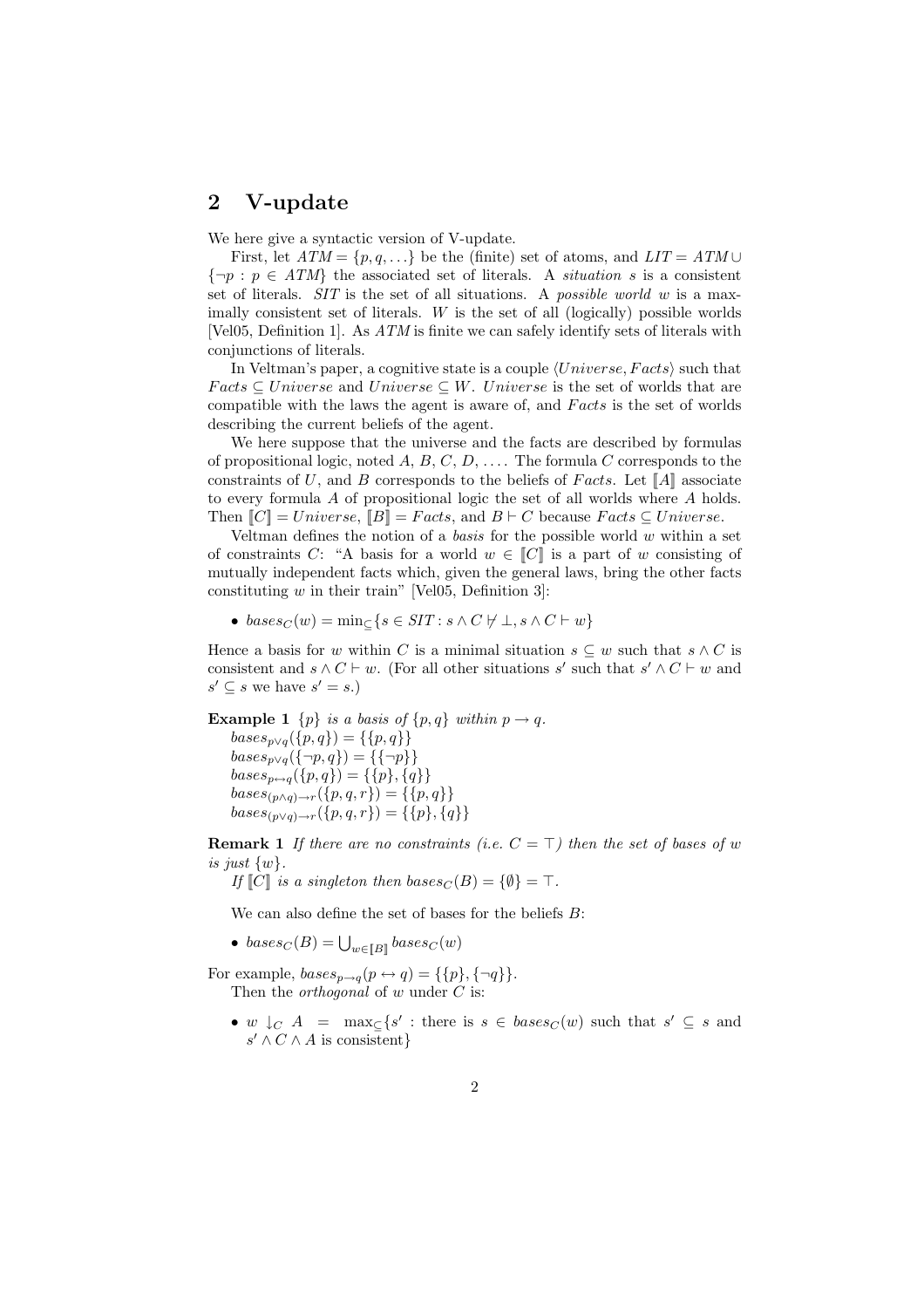## 2 V-update

We here give a syntactic version of V-update.

First, let $ATM = \{p, q, \ldots\}$ be the (finite) set of atoms, and $LIT = ATM \cup \{\neg p : p \in ATM\}$ the associated set of literals. A *situation* $s$ is a consistent set of literals. $SIT$ is the set of all situations. A *possible world* $w$ is a maximally consistent set of literals. $W$ is the set of all (logically) possible worlds [Vel05, Definition 1]. As $ATM$ is finite we can safely identify sets of literals with conjunctions of literals.

In Veltman's paper, a cognitive state is a couple $\langle Universe, Facts\rangle$ such that $Facts \subseteq Universe$ and $Universe \subseteq W$. $Universe$ is the set of worlds that are compatible with the laws the agent is aware of, and $Facts$ is the set of worlds describing the current beliefs of the agent.

We here suppose that the universe and the facts are described by formulas of propositional logic, noted $A$, $B$, $C$, $D$, .... The formula $C$ corresponds to the constraints of $U$, and $B$ corresponds to the beliefs of $Facts$. Let $[\![A]\!]$ associate to every formula $A$ of propositional logic the set of all worlds where $A$ holds. Then $[\![C]\!] = Universe$, $[\![B]\!] = Facts$, and $B \vdash C$ because $Facts \subseteq Universe$.

Veltman defines the notion of a *basis* for the possible world $w$ within a set of constraints $C$: "A basis for a world $w \in [\![C]\!]$ is a part of $w$ consisting of mutually independent facts which, given the general laws, bring the other facts constituting $w$ in their train" [Vel05, Definition 3]:

- $bases_C(w) = \min_{\subseteq}\{s \in SIT : s \wedge C \not\vdash \bot, s \wedge C \vdash w\}$

Hence a basis for $w$ within $C$ is a minimal situation $s \subseteq w$ such that $s \wedge C$ is consistent and $s \wedge C \vdash w$. (For all other situations $s'$ such that $s' \wedge C \vdash w$ and $s' \subseteq s$ we have $s' = s$.)

**Example 1** *$\{p\}$ is a basis of $\{p, q\}$ within $p \rightarrow q$.*
$bases_{p \vee q}(\{p, q\}) = \{\{p, q\}\}$
$bases_{p \vee q}(\{\neg p, q\}) = \{\{\neg p\}\}$
$bases_{p \leftrightarrow q}(\{p, q\}) = \{\{p\}, \{q\}\}$
$bases_{(p \wedge q) \rightarrow r}(\{p, q, r\}) = \{\{p, q\}\}$
$bases_{(p \vee q) \rightarrow r}(\{p, q, r\}) = \{\{p\}, \{q\}\}$

**Remark 1** *If there are no constraints (i.e. $C = \top$) then the set of bases of $w$ is just $\{w\}$.*
*If $[\![C]\!]$ is a singleton then $bases_C(B) = \{\emptyset\} = \top$.*

We can also define the set of bases for the beliefs $B$:

- $bases_C(B) = \bigcup_{w \in [\![B]\!]} bases_C(w)$

For example, $bases_{p \rightarrow q}(p \leftrightarrow q) = \{\{p\}, \{\neg q\}\}$.

Then the *orthogonal* of $w$ under $C$ is:

- $w \downarrow_C A = \max_{\subseteq}\{s' :$ there is $s \in bases_C(w)$ such that $s' \subseteq s$ and $s' \wedge C \wedge A$ is consistent$\}$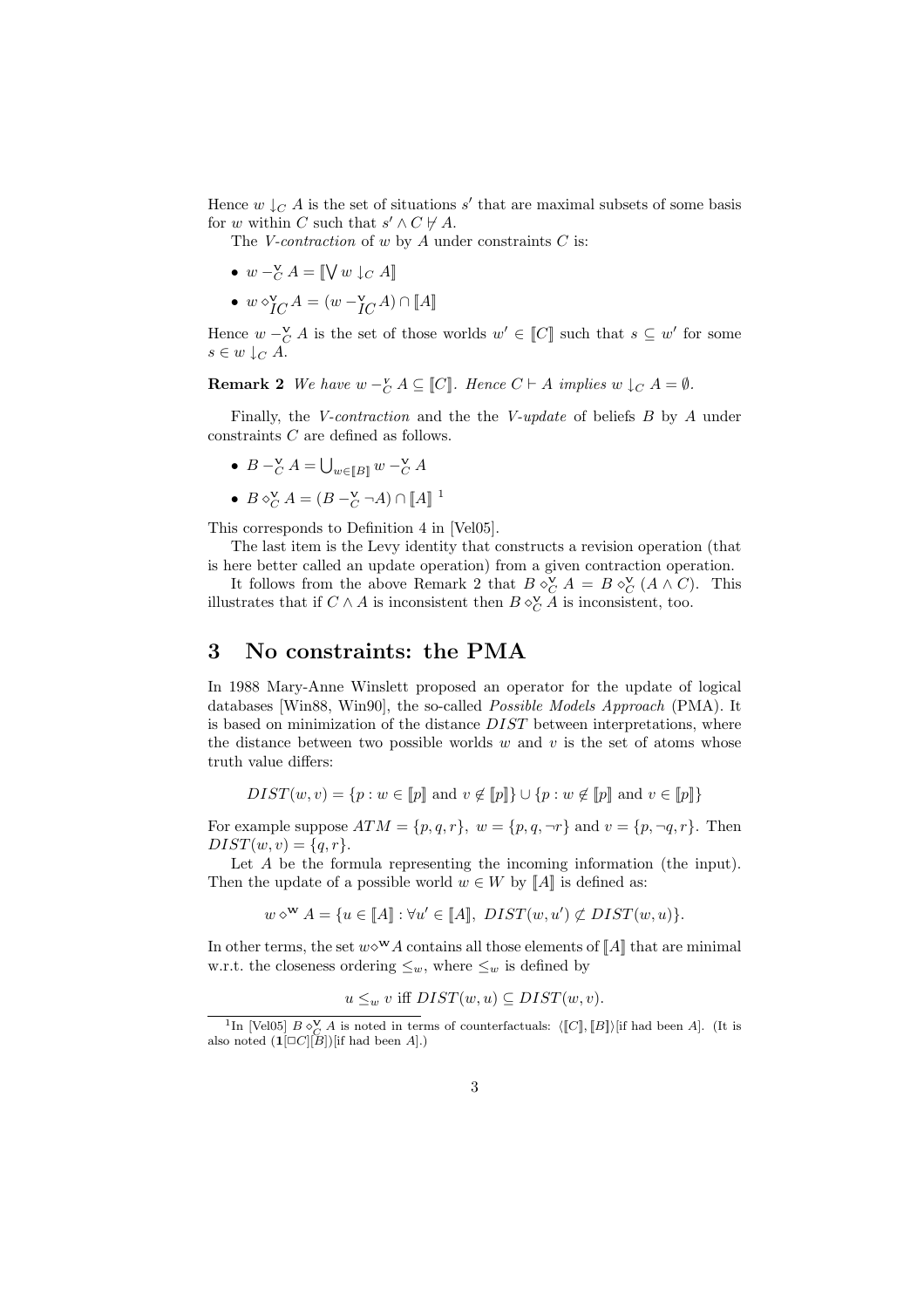Hence $w \downarrow_C A$ is the set of situations $s'$ that are maximal subsets of some basis for $w$ within $C$ such that $s' \wedge C \not\vdash A$.

The *V-contraction* of $w$ by $A$ under constraints $C$ is:

- $w -^{\mathbf{v}}_C A = [\![\bigvee w \downarrow_C A]\!]$
- $w \diamond^{\mathbf{v}}_{IC} A = (w -^{\mathbf{v}}_{IC} A) \cap [\![A]\!]$

Hence $w -^{\mathbf{v}}_C A$ is the set of those worlds $w' \in [\![C]\!]$ such that $s \subseteq w'$ for some $s \in w \downarrow_C A$.

**Remark 2** *We have $w -^{v}_C A \subseteq [\![C]\!]$. Hence $C \vdash A$ implies $w \downarrow_C A = \emptyset$.*

Finally, the *V-contraction* and the the *V-update* of beliefs $B$ by $A$ under constraints $C$ are defined as follows.

- $B -^{\mathbf{v}}_C A = \bigcup_{w \in [\![B]\!]} w -^{\mathbf{v}}_C A$
- $B \diamond^{\mathbf{v}}_C A = (B -^{\mathbf{v}}_C \neg A) \cap [\![A]\!]$ [1]

This corresponds to Definition 4 in [Vel05].

The last item is the Levy identity that constructs a revision operation (that is here better called an update operation) from a given contraction operation.

It follows from the above Remark 2 that $B \diamond^{\mathbf{v}}_C A = B \diamond^{\mathbf{v}}_C (A \wedge C)$. This illustrates that if $C \wedge A$ is inconsistent then $B \diamond^{\mathbf{v}}_C A$ is inconsistent, too.

## 3 No constraints: the PMA

In 1988 Mary-Anne Winslett proposed an operator for the update of logical databases [Win88, Win90], the so-called *Possible Models Approach* (PMA). It is based on minimization of the distance $DIST$ between interpretations, where the distance between two possible worlds $w$ and $v$ is the set of atoms whose truth value differs:

$$DIST(w, v) = \{p : w \in [\![p]\!] \text{ and } v \notin [\![p]\!]\} \cup \{p : w \notin [\![p]\!] \text{ and } v \in [\![p]\!]\}$$

For example suppose $ATM = \{p, q, r\}$, $w = \{p, q, \neg r\}$ and $v = \{p, \neg q, r\}$. Then $DIST(w, v) = \{q, r\}$.

Let $A$ be the formula representing the incoming information (the input). Then the update of a possible world $w \in W$ by $[\![A]\!]$ is defined as:

$$w \diamond^{\mathbf{W}} A = \{u \in [\![A]\!] : \forall u' \in [\![A]\!],\ DIST(w, u') \not\subset DIST(w, u)\}.$$

In other terms, the set $w \diamond^{\mathbf{W}} A$ contains all those elements of $[\![A]\!]$ that are minimal w.r.t. the closeness ordering $\leq_w$, where $\leq_w$ is defined by

$$u \leq_w v \text{ iff } DIST(w, u) \subseteq DIST(w, v).$$

[1] In [Vel05] $B \diamond^{\mathbf{v}}_C A$ is noted in terms of counterfactuals: $\langle [\![C]\!], [\![B]\!] \rangle$[if had been $A$]. (It is also noted $(\mathbf{1}[\Box C][B])$[if had been $A$].)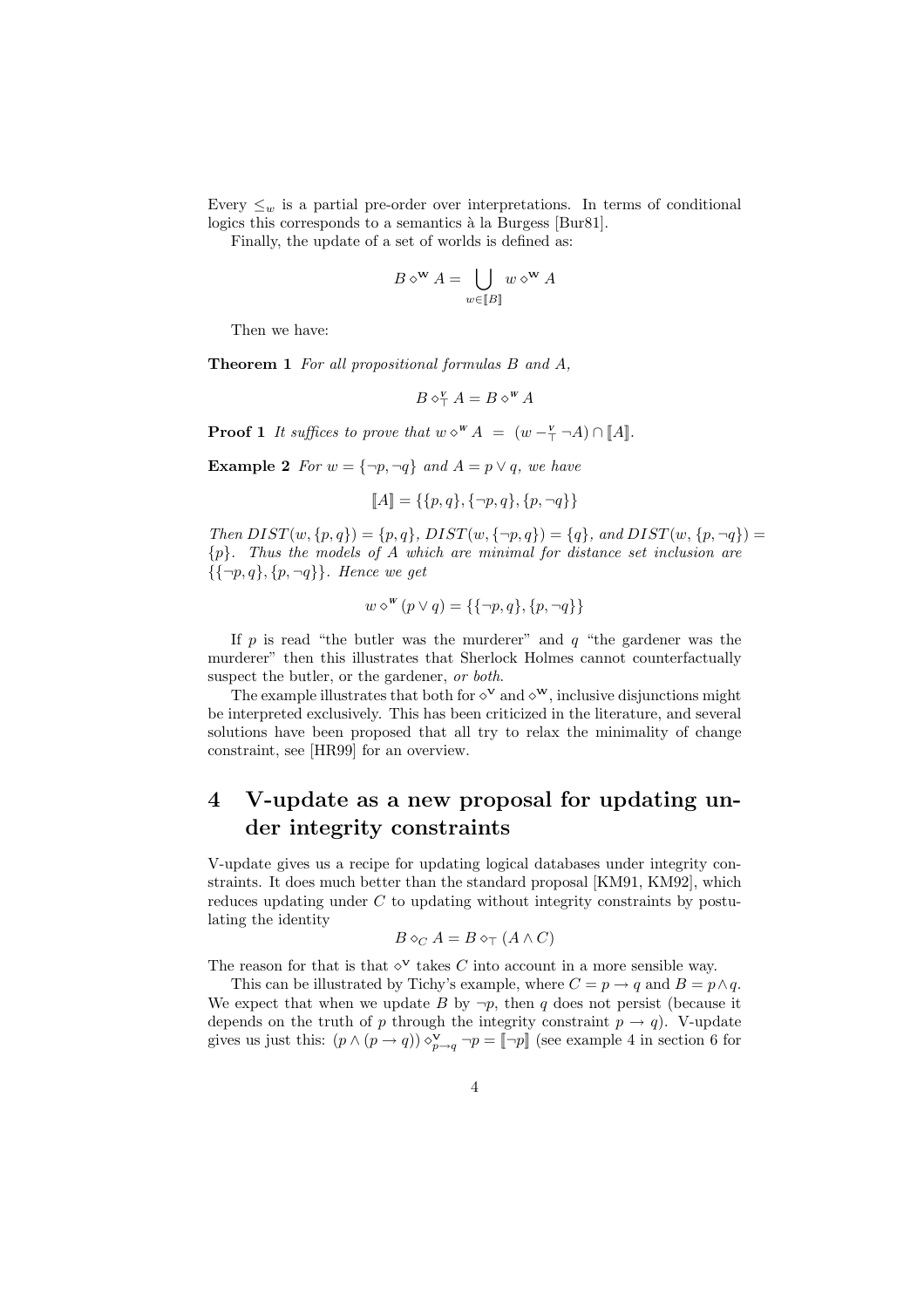Every $\leq_w$ is a partial pre-order over interpretations. In terms of conditional logics this corresponds to a semantics à la Burgess [Bur81].

Finally, the update of a set of worlds is defined as:

$$B \diamond^{\mathbf{W}} A = \bigcup_{w \in [\![B]\!]} w \diamond^{\mathbf{W}} A$$

Then we have:

**Theorem 1** *For all propositional formulas $B$ and $A$,*

$$B \diamond^{\mathbf{V}}_{\top} A = B \diamond^{\mathbf{W}} A$$

**Proof 1** *It suffices to prove that $w \diamond^{\mathbf{W}} A \; = \; (w -^{\mathbf{V}}_{\top} \neg A) \cap [\![A]\!]$.*

**Example 2** *For $w = \{\neg p, \neg q\}$ and $A = p \vee q$, we have*

$$[\![A]\!] = \{\{p, q\}, \{\neg p, q\}, \{p, \neg q\}\}$$

*Then $DIST(w, \{p, q\}) = \{p, q\}$, $DIST(w, \{\neg p, q\}) = \{q\}$, and $DIST(w, \{p, \neg q\}) = \{p\}$. Thus the models of $A$ which are minimal for distance set inclusion are $\{\{\neg p, q\}, \{p, \neg q\}\}$. Hence we get*

$$w \diamond^{\mathbf{W}} (p \vee q) = \{\{\neg p, q\}, \{p, \neg q\}\}$$

If $p$ is read "the butler was the murderer" and $q$ "the gardener was the murderer" then this illustrates that Sherlock Holmes cannot counterfactually suspect the butler, or the gardener, *or both*.

The example illustrates that both for $\diamond^{\mathbf{V}}$ and $\diamond^{\mathbf{W}}$, inclusive disjunctions might be interpreted exclusively. This has been criticized in the literature, and several solutions have been proposed that all try to relax the minimality of change constraint, see [HR99] for an overview.

# 4 V-update as a new proposal for updating under integrity constraints

V-update gives us a recipe for updating logical databases under integrity constraints. It does much better than the standard proposal [KM91, KM92], which reduces updating under $C$ to updating without integrity constraints by postulating the identity

$$B \diamond_C A = B \diamond_{\top} (A \wedge C)$$

The reason for that is that $\diamond^{\mathbf{V}}$ takes $C$ into account in a more sensible way.

This can be illustrated by Tichy's example, where $C = p \rightarrow q$ and $B = p \wedge q$. We expect that when we update $B$ by $\neg p$, then $q$ does not persist (because it depends on the truth of $p$ through the integrity constraint $p \rightarrow q$). V-update gives us just this: $(p \wedge (p \rightarrow q)) \diamond^{\mathbf{V}}_{p \rightarrow q} \neg p = [\![\neg p]\!]$ (see example 4 in section 6 for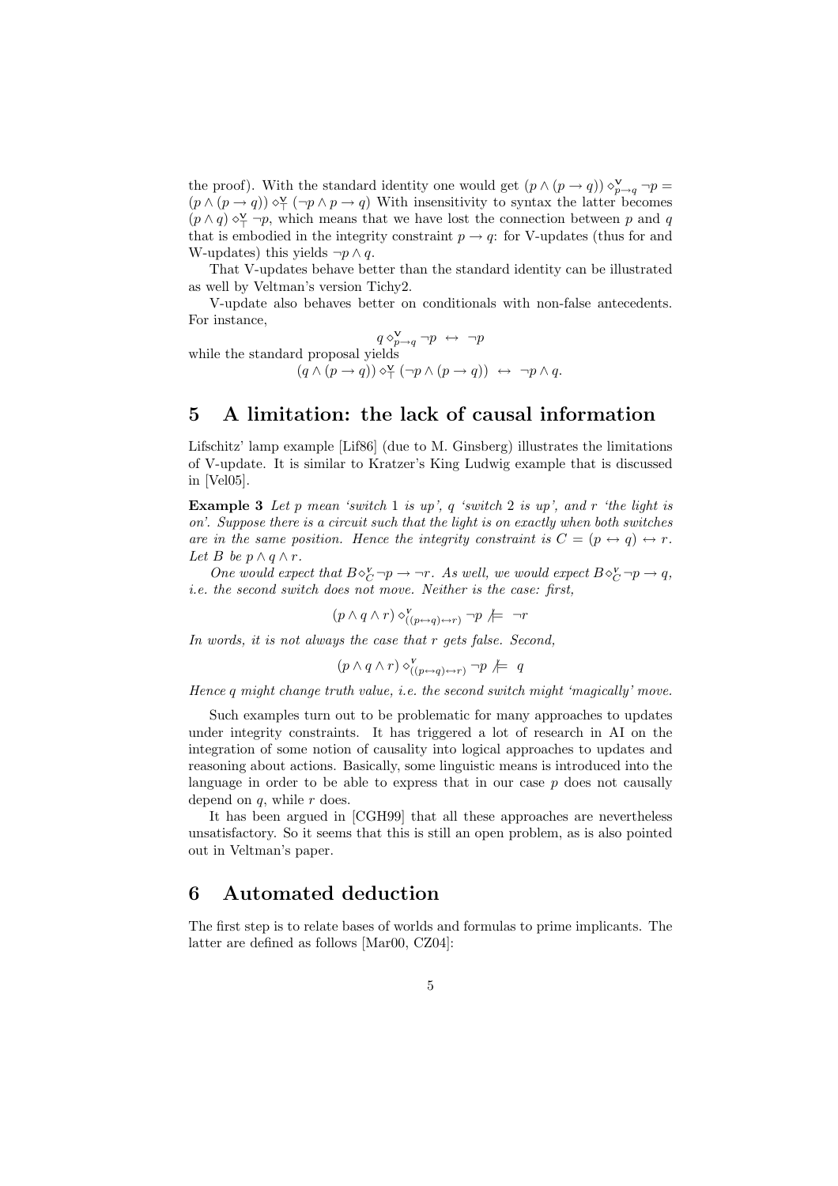the proof). With the standard identity one would get $(p \wedge (p \rightarrow q)) \diamond^{\mathbf{V}}_{p \rightarrow q} \neg p = (p \wedge (p \rightarrow q)) \diamond^{\mathbf{V}}_{\top} (\neg p \wedge p \rightarrow q)$ With insensitivity to syntax the latter becomes $(p \wedge q) \diamond^{\mathbf{V}}_{\top} \neg p$, which means that we have lost the connection between $p$ and $q$ that is embodied in the integrity constraint $p \rightarrow q$: for V-updates (thus for and W-updates) this yields $\neg p \wedge q$.

That V-updates behave better than the standard identity can be illustrated as well by Veltman's version Tichy2.

V-update also behaves better on conditionals with non-false antecedents. For instance,

$$q \diamond^{\mathbf{V}}_{p \rightarrow q} \neg p \;\leftrightarrow\; \neg p$$

while the standard proposal yields

$$(q \wedge (p \rightarrow q)) \diamond^{\mathbf{V}}_{\top} (\neg p \wedge (p \rightarrow q)) \;\leftrightarrow\; \neg p \wedge q.$$

## 5 A limitation: the lack of causal information

Lifschitz' lamp example [Lif86] (due to M. Ginsberg) illustrates the limitations of V-update. It is similar to Kratzer's King Ludwig example that is discussed in [Vel05].

**Example 3** *Let $p$ mean 'switch 1 is up', $q$ 'switch 2 is up', and $r$ 'the light is on'. Suppose there is a circuit such that the light is on exactly when both switches are in the same position. Hence the integrity constraint is $C = (p \leftrightarrow q) \leftrightarrow r$. Let $B$ be $p \wedge q \wedge r$.*

*One would expect that $B \diamond^{v}_{C} \neg p \rightarrow \neg r$. As well, we would expect $B \diamond^{v}_{C} \neg p \rightarrow q$, i.e. the second switch does not move. Neither is the case: first,*

$$(p \wedge q \wedge r) \diamond^{v}_{((p \leftrightarrow q) \leftrightarrow r)} \neg p \not\models \neg r$$

*In words, it is not always the case that $r$ gets false. Second,*

$$(p \wedge q \wedge r) \diamond^{v}_{((p \leftrightarrow q) \leftrightarrow r)} \neg p \not\models q$$

*Hence $q$ might change truth value, i.e. the second switch might 'magically' move.*

Such examples turn out to be problematic for many approaches to updates under integrity constraints. It has triggered a lot of research in AI on the integration of some notion of causality into logical approaches to updates and reasoning about actions. Basically, some linguistic means is introduced into the language in order to be able to express that in our case $p$ does not causally depend on $q$, while $r$ does.

It has been argued in [CGH99] that all these approaches are nevertheless unsatisfactory. So it seems that this is still an open problem, as is also pointed out in Veltman's paper.

## 6 Automated deduction

The first step is to relate bases of worlds and formulas to prime implicants. The latter are defined as follows [Mar00, CZ04]: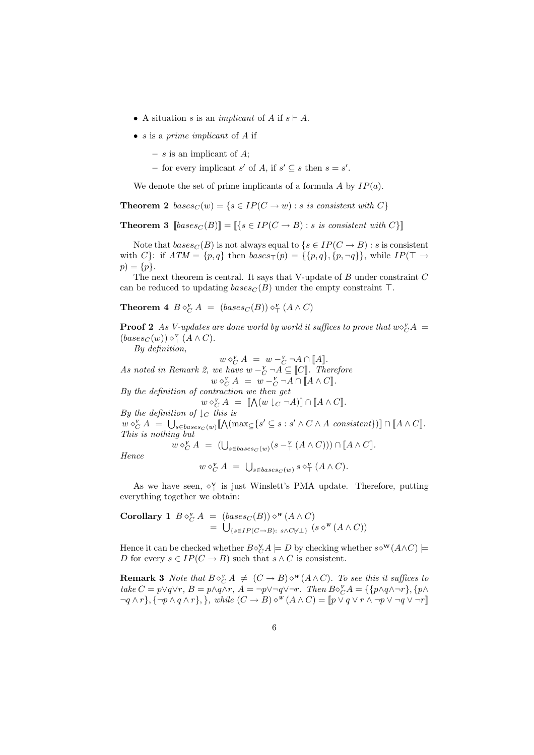- A situation $s$ is an *implicant* of $A$ if $s \vdash A$.
- $s$ is a *prime implicant* of $A$ if
  - $s$ is an implicant of $A$;
  - for every implicant $s'$ of $A$, if $s' \subseteq s$ then $s = s'$.

We denote the set of prime implicants of a formula $A$ by $IP(a)$.

**Theorem 2** *$bases_C(w) = \{s \in IP(C \to w) : s$ is consistent with $C\}$*

**Theorem 3** *$[\![bases_C(B)]\!] = [\![\{s \in IP(C \to B) : s$ is consistent with $C\}]\!]$*

Note that $bases_C(B)$ is not always equal to $\{s \in IP(C \to B) : s$ is consistent with $C\}$: if $ATM = \{p, q\}$ then $bases_\top(p) = \{\{p, q\}, \{p, \neg q\}\}$, while $IP(\top \to p) = \{p\}$.

The next theorem is central. It says that V-update of $B$ under constraint $C$ can be reduced to updating $bases_C(B)$ under the empty constraint $\top$.

**Theorem 4** $B \diamond^{\mathbf{v}}_C A \;=\; (bases_C(B)) \diamond^{\mathbf{v}}_\top (A \wedge C)$

**Proof 2** *As V-updates are done world by world it suffices to prove that $w \diamond^{\mathbf{v}}_C A \;=\; (bases_C(w)) \diamond^{\mathbf{v}}_\top (A \wedge C)$.*

*By definition,*

$$w \diamond^{\mathbf{v}}_C A \;=\; w -^{\mathbf{v}}_C \neg A \cap [\![A]\!].$$

*As noted in Remark 2, we have $w -^{\mathbf{v}}_C \neg A \subseteq [\![C]\!]$. Therefore*

$$w \diamond^{\mathbf{v}}_C A \;=\; w -^{\mathbf{v}}_C \neg A \cap [\![A \wedge C]\!].$$

*By the definition of contraction we then get*

$$w \diamond^{\mathbf{v}}_C A \;=\; [\![\textstyle\bigwedge(w \downarrow_C \neg A)]\!] \cap [\![A \wedge C]\!].$$

*By the definition of $\downarrow_C$ this is*

$$w \diamond^{\mathbf{v}}_C A \;=\; \textstyle\bigcup_{s \in bases_C(w)} [\![\bigwedge(\max_\subseteq\{s' \subseteq s : s' \wedge C \wedge A \text{ consistent}\})]\!] \cap [\![A \wedge C]\!].$$

*This is nothing but*

$$w \diamond^{\mathbf{v}}_C A \;=\; (\textstyle\bigcup_{s \in bases_C(w)} (s -^{\mathbf{v}}_\top (A \wedge C))) \cap [\![A \wedge C]\!].$$

*Hence*

$$w \diamond^{\mathbf{v}}_C A \;=\; \textstyle\bigcup_{s \in bases_C(w)} s \diamond^{\mathbf{v}}_\top (A \wedge C).$$

As we have seen, $\diamond^{\mathbf{v}}_\top$ is just Winslett's PMA update. Therefore, putting everything together we obtain:

**Corollary 1**
$$B \diamond^{\mathbf{v}}_C A \;=\; (bases_C(B)) \diamond^{\mathbf{w}} (A \wedge C)$$
$$\;=\; \textstyle\bigcup_{\{s \in IP(C \to B):\ s \wedge C \not\vdash \bot\}} (s \diamond^{\mathbf{w}} (A \wedge C))$$

Hence it can be checked whether $B \diamond^{\mathbf{v}}_C A \models D$ by checking whether $s \diamond^{\mathbf{w}} (A \wedge C) \models D$ for every $s \in IP(C \to B)$ such that $s \wedge C$ is consistent.

**Remark 3** *Note that $B \diamond^{\mathbf{v}}_C A \;\neq\; (C \to B) \diamond^{\mathbf{w}} (A \wedge C)$. To see this it suffices to take $C = p \vee q \vee r$, $B = p \wedge q \wedge r$, $A = \neg p \vee \neg q \vee \neg r$. Then $B \diamond^{\mathbf{v}}_C A = \{\{p \wedge q \wedge \neg r\}, \{p \wedge \neg q \wedge r\}, \{\neg p \wedge q \wedge r\},\}$, while $(C \to B) \diamond^{\mathbf{w}} (A \wedge C) = [\![p \vee q \vee r \wedge \neg p \vee \neg q \vee \neg r]\!]$*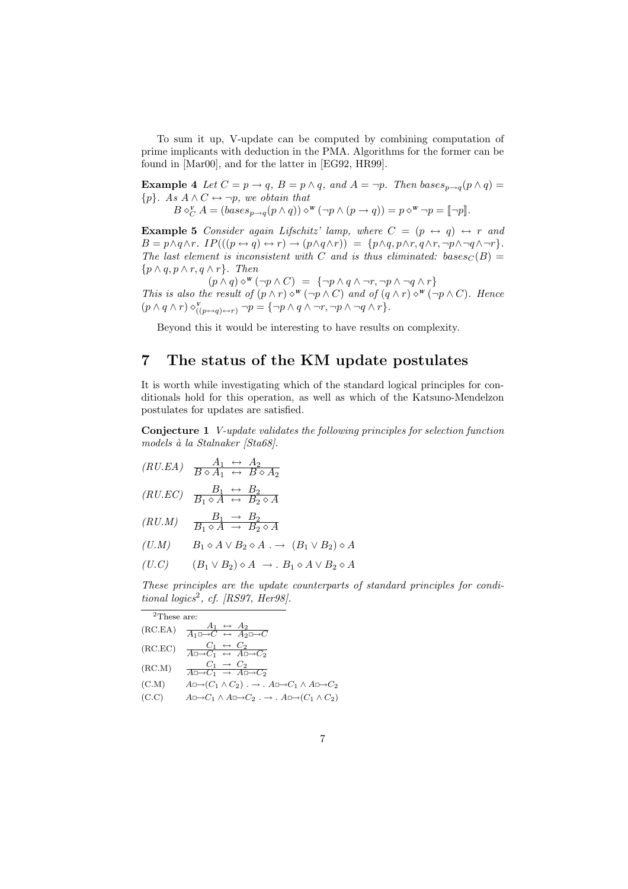To sum it up, V-update can be computed by combining computation of prime implicants with deduction in the PMA. Algorithms for the former can be found in [Mar00], and for the latter in [EG92, HR99].

**Example 4** *Let $C = p \rightarrow q$, $B = p \wedge q$, and $A = \neg p$. Then $bases_{p\rightarrow q}(p \wedge q) = \{p\}$. As $A \wedge C \leftrightarrow \neg p$, we obtain that*

$$B \diamond^{v}_{C} A = (bases_{p\rightarrow q}(p \wedge q)) \diamond^{w} (\neg p \wedge (p \rightarrow q)) = p \diamond^{w} \neg p = [\![\neg p]\!].$$

**Example 5** *Consider again Lifschitz' lamp, where $C = (p \leftrightarrow q) \leftrightarrow r$ and $B = p \wedge q \wedge r$. $IP(((p \leftrightarrow q) \leftrightarrow r) \rightarrow (p \wedge q \wedge r)) = \{p \wedge q, p \wedge r, q \wedge r, \neg p \wedge \neg q \wedge \neg r\}$. The last element is inconsistent with $C$ and is thus eliminated: $bases_C(B) = \{p \wedge q, p \wedge r, q \wedge r\}$. Then*

$$(p \wedge q) \diamond^{w} (\neg p \wedge C) = \{\neg p \wedge q \wedge \neg r, \neg p \wedge \neg q \wedge r\}$$

*This is also the result of $(p \wedge r) \diamond^{w} (\neg p \wedge C)$ and of $(q \wedge r) \diamond^{w} (\neg p \wedge C)$. Hence $(p \wedge q \wedge r) \diamond^{v}_{((p\leftrightarrow q)\leftrightarrow r)} \neg p = \{\neg p \wedge q \wedge \neg r, \neg p \wedge \neg q \wedge r\}$.*

Beyond this it would be interesting to have results on complexity.

# 7 The status of the KM update postulates

It is worth while investigating which of the standard logical principles for conditionals hold for this operation, as well as which of the Katsuno-Mendelzon postulates for updates are satisfied.

**Conjecture 1** *V-update validates the following principles for selection function models à la Stalnaker [Sta68].*

*(RU.EA)* $\dfrac{A_1 \leftrightarrow A_2}{B \diamond A_1 \leftrightarrow B \diamond A_2}$

*(RU.EC)* $\dfrac{B_1 \leftrightarrow B_2}{B_1 \diamond A \leftrightarrow B_2 \diamond A}$

*(RU.M)* $\dfrac{B_1 \rightarrow B_2}{B_1 \diamond A \rightarrow B_2 \diamond A}$

*(U.M)* $B_1 \diamond A \vee B_2 \diamond A \ . \rightarrow \ (B_1 \vee B_2) \diamond A$

*(U.C)* $(B_1 \vee B_2) \diamond A \ \rightarrow . \ B_1 \diamond A \vee B_2 \diamond A$

*These principles are the update counterparts of standard principles for conditional logics[2], cf. [RS97, Her98].*

---

[2] These are:

(RC.EA) $\dfrac{A_1 \leftrightarrow A_2}{A_1 \Box\!\!\rightarrow C \leftrightarrow A_2 \Box\!\!\rightarrow C}$

(RC.EC) $\dfrac{C_1 \leftrightarrow C_2}{A \Box\!\!\rightarrow C_1 \leftrightarrow A \Box\!\!\rightarrow C_2}$

(RC.M) $\dfrac{C_1 \rightarrow C_2}{A \Box\!\!\rightarrow C_1 \rightarrow A \Box\!\!\rightarrow C_2}$

(C.M) $A \Box\!\!\rightarrow (C_1 \wedge C_2) \ . \rightarrow . \ A \Box\!\!\rightarrow C_1 \wedge A \Box\!\!\rightarrow C_2$

(C.C) $A \Box\!\!\rightarrow C_1 \wedge A \Box\!\!\rightarrow C_2 \ . \rightarrow . \ A \Box\!\!\rightarrow (C_1 \wedge C_2)$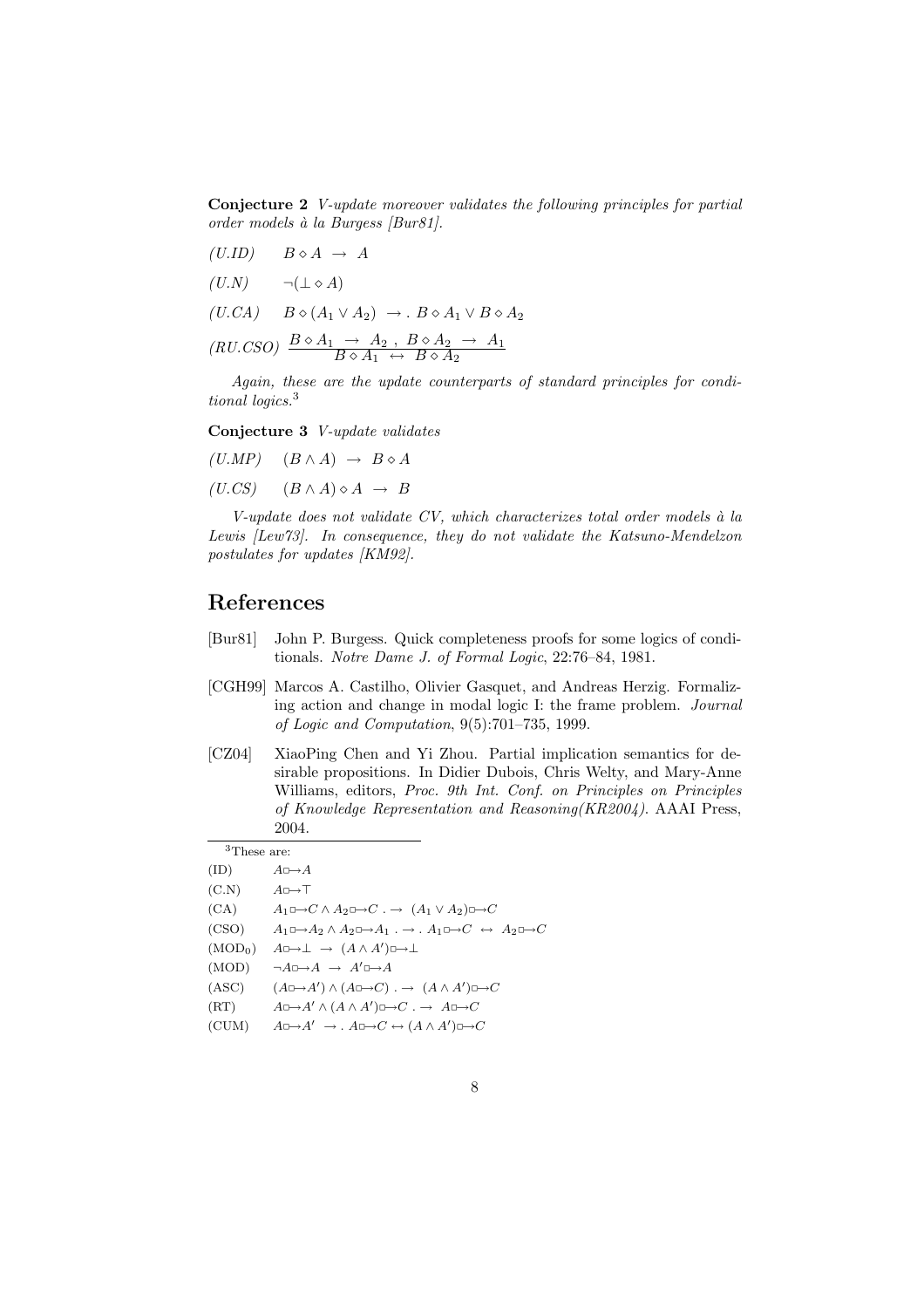**Conjecture 2** *V-update moreover validates the following principles for partial order models à la Burgess [Bur81].*

*(U.ID)* $B \diamond A \ \rightarrow \ A$

*(U.N)* $\neg(\bot \diamond A)$

*(U.CA)* $B \diamond (A_1 \vee A_2) \ \rightarrow . \ B \diamond A_1 \vee B \diamond A_2$

*(RU.CSO)* $\dfrac{B \diamond A_1 \ \rightarrow \ A_2 \ , \ B \diamond A_2 \ \rightarrow \ A_1}{B \diamond A_1 \ \leftrightarrow \ B \diamond A_2}$

*Again, these are the update counterparts of standard principles for conditional logics.*[3]

**Conjecture 3** *V-update validates*

*(U.MP)* $(B \wedge A) \ \rightarrow \ B \diamond A$

*(U.CS)* $(B \wedge A) \diamond A \ \rightarrow \ B$

*V-update does not validate CV, which characterizes total order models à la Lewis [Lew73]. In consequence, they do not validate the Katsuno-Mendelzon postulates for updates [KM92].*

# References

[Bur81] John P. Burgess. Quick completeness proofs for some logics of conditionals. *Notre Dame J. of Formal Logic*, 22:76–84, 1981.

[CGH99] Marcos A. Castilho, Olivier Gasquet, and Andreas Herzig. Formalizing action and change in modal logic I: the frame problem. *Journal of Logic and Computation*, 9(5):701–735, 1999.

[CZ04] XiaoPing Chen and Yi Zhou. Partial implication semantics for desirable propositions. In Didier Dubois, Chris Welty, and Mary-Anne Williams, editors, *Proc. 9th Int. Conf. on Principles on Principles of Knowledge Representation and Reasoning(KR2004)*. AAAI Press, 2004.

---

[3] These are:

(ID) $A \Box\!\!\rightarrow A$

(C.N) $A \Box\!\!\rightarrow \top$

(CA) $A_1 \Box\!\!\rightarrow C \wedge A_2 \Box\!\!\rightarrow C \ . \rightarrow \ (A_1 \vee A_2) \Box\!\!\rightarrow C$

(CSO) $A_1 \Box\!\!\rightarrow A_2 \wedge A_2 \Box\!\!\rightarrow A_1 \ . \rightarrow . \ A_1 \Box\!\!\rightarrow C \ \leftrightarrow \ A_2 \Box\!\!\rightarrow C$

($\text{MOD}_0$) $A \Box\!\!\rightarrow \bot \ \rightarrow \ (A \wedge A') \Box\!\!\rightarrow \bot$

(MOD) $\neg A \Box\!\!\rightarrow A \ \rightarrow \ A' \Box\!\!\rightarrow A$

(ASC) $(A \Box\!\!\rightarrow A') \wedge (A \Box\!\!\rightarrow C) \ . \rightarrow \ (A \wedge A') \Box\!\!\rightarrow C$

(RT) $A \Box\!\!\rightarrow A' \wedge (A \wedge A') \Box\!\!\rightarrow C \ . \rightarrow \ A \Box\!\!\rightarrow C$

(CUM) $A \Box\!\!\rightarrow A' \ \rightarrow . \ A \Box\!\!\rightarrow C \leftrightarrow (A \wedge A') \Box\!\!\rightarrow C$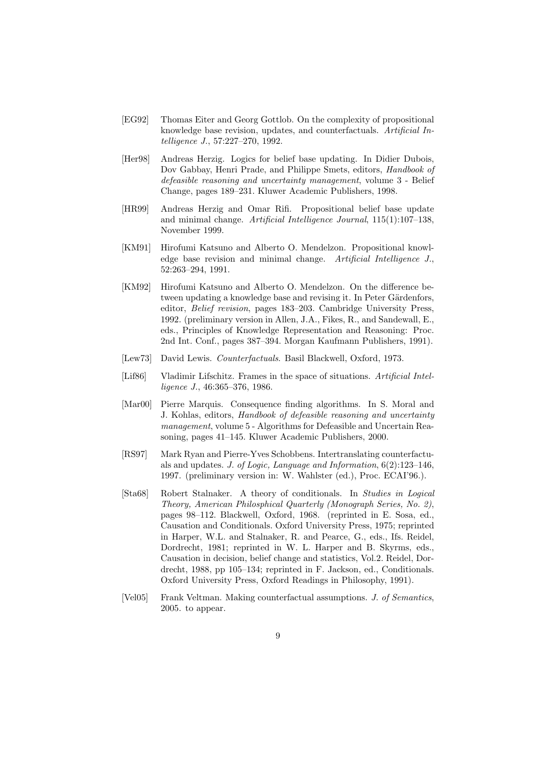[EG92] Thomas Eiter and Georg Gottlob. On the complexity of propositional knowledge base revision, updates, and counterfactuals. *Artificial Intelligence J.*, 57:227–270, 1992.

[Her98] Andreas Herzig. Logics for belief base updating. In Didier Dubois, Dov Gabbay, Henri Prade, and Philippe Smets, editors, *Handbook of defeasible reasoning and uncertainty management*, volume 3 - Belief Change, pages 189–231. Kluwer Academic Publishers, 1998.

[HR99] Andreas Herzig and Omar Rifi. Propositional belief base update and minimal change. *Artificial Intelligence Journal*, 115(1):107–138, November 1999.

[KM91] Hirofumi Katsuno and Alberto O. Mendelzon. Propositional knowledge base revision and minimal change. *Artificial Intelligence J.*, 52:263–294, 1991.

[KM92] Hirofumi Katsuno and Alberto O. Mendelzon. On the difference between updating a knowledge base and revising it. In Peter Gärdenfors, editor, *Belief revision*, pages 183–203. Cambridge University Press, 1992. (preliminary version in Allen, J.A., Fikes, R., and Sandewall, E., eds., Principles of Knowledge Representation and Reasoning: Proc. 2nd Int. Conf., pages 387–394. Morgan Kaufmann Publishers, 1991).

[Lew73] David Lewis. *Counterfactuals*. Basil Blackwell, Oxford, 1973.

[Lif86] Vladimir Lifschitz. Frames in the space of situations. *Artificial Intelligence J.*, 46:365–376, 1986.

[Mar00] Pierre Marquis. Consequence finding algorithms. In S. Moral and J. Kohlas, editors, *Handbook of defeasible reasoning and uncertainty management*, volume 5 - Algorithms for Defeasible and Uncertain Reasoning, pages 41–145. Kluwer Academic Publishers, 2000.

[RS97] Mark Ryan and Pierre-Yves Schobbens. Intertranslating counterfactuals and updates. *J. of Logic, Language and Information*, 6(2):123–146, 1997. (preliminary version in: W. Wahlster (ed.), Proc. ECAI'96.).

[Sta68] Robert Stalnaker. A theory of conditionals. In *Studies in Logical Theory, American Philosphical Quarterly (Monograph Series, No. 2)*, pages 98–112. Blackwell, Oxford, 1968. (reprinted in E. Sosa, ed., Causation and Conditionals. Oxford University Press, 1975; reprinted in Harper, W.L. and Stalnaker, R. and Pearce, G., eds., Ifs. Reidel, Dordrecht, 1981; reprinted in W. L. Harper and B. Skyrms, eds., Causation in decision, belief change and statistics, Vol.2. Reidel, Dordrecht, 1988, pp 105–134; reprinted in F. Jackson, ed., Conditionals. Oxford University Press, Oxford Readings in Philosophy, 1991).

[Vel05] Frank Veltman. Making counterfactual assumptions. *J. of Semantics*, 2005. to appear.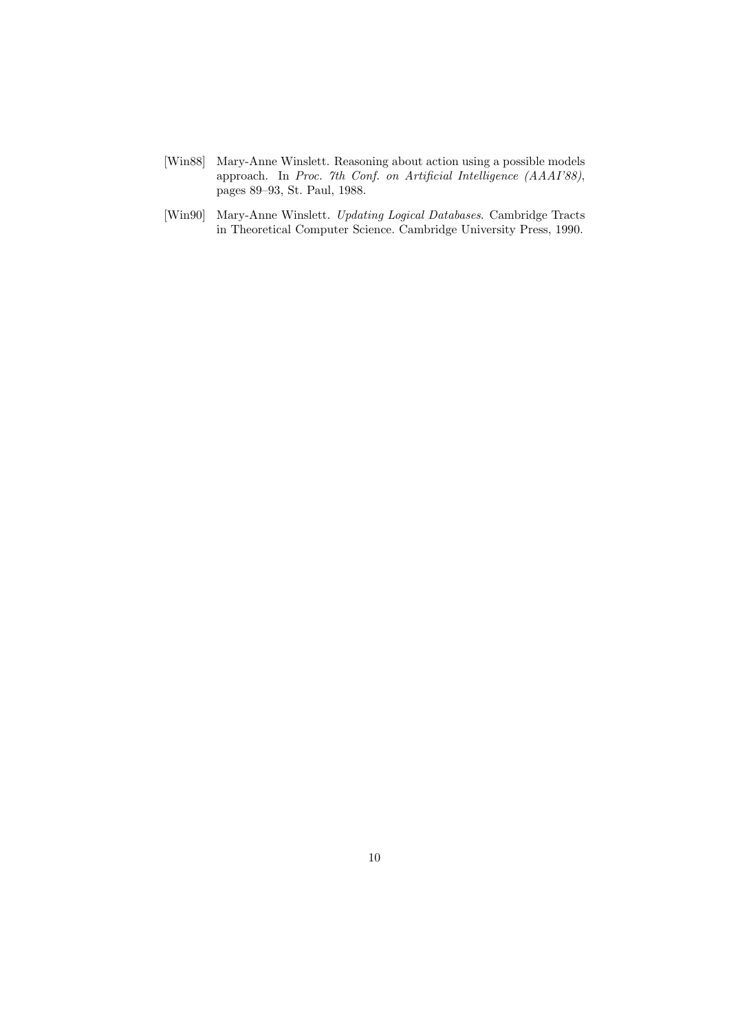[Win88] Mary-Anne Winslett. Reasoning about action using a possible models approach. In *Proc. 7th Conf. on Artificial Intelligence (AAAI'88)*, pages 89–93, St. Paul, 1988.

[Win90] Mary-Anne Winslett. *Updating Logical Databases*. Cambridge Tracts in Theoretical Computer Science. Cambridge University Press, 1990.